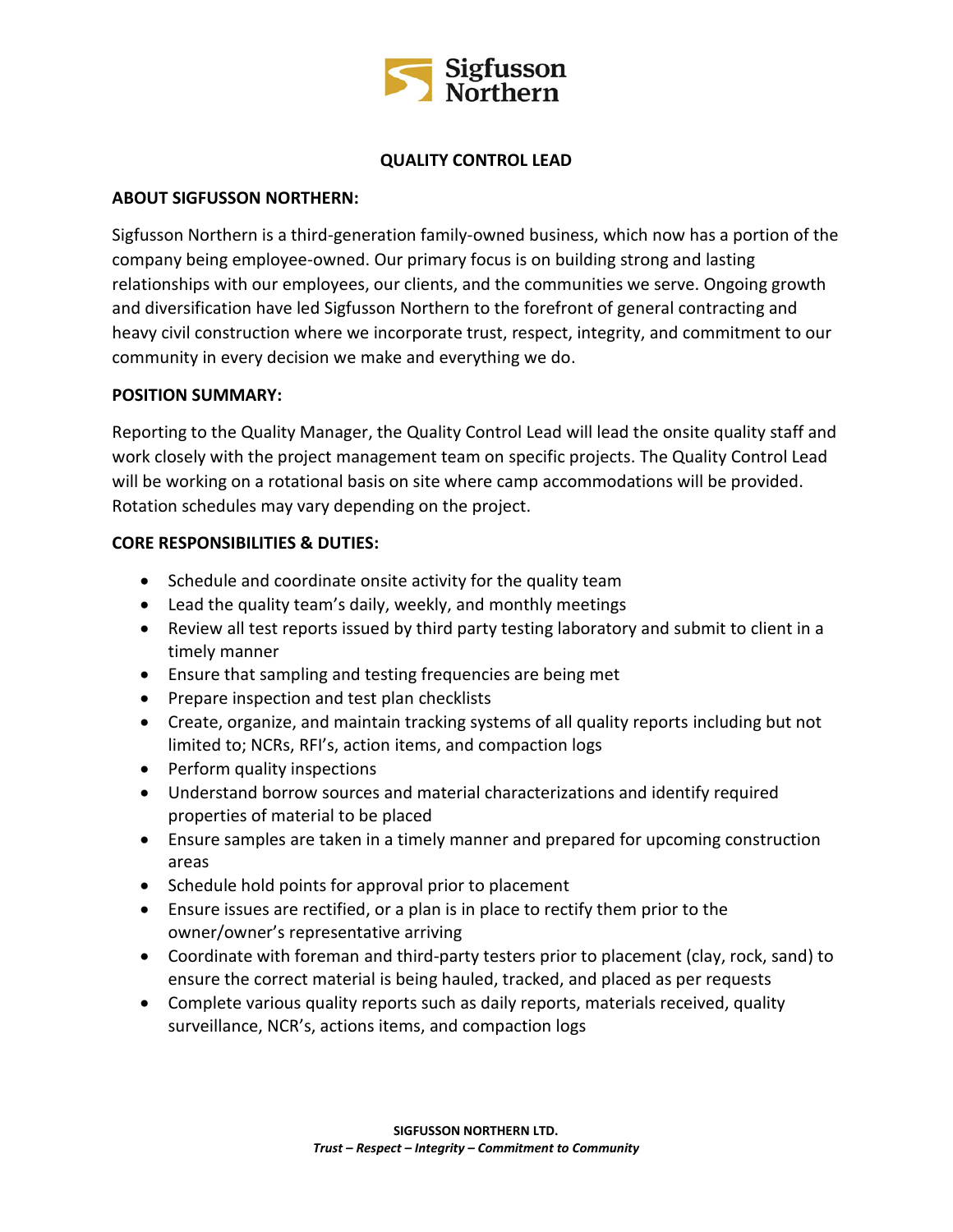# QUALITY CONTROL LEAD

## ABOUT SIGFUSSON NORTHERN:

Sigfusson Northern is a third-generation family-owned business, which now has a portion of the company being employee-owned. Our primary focus is on building strong and lasting relationships with our employees, our clients, and the communities we serve. Ongoing growth and diversification have led Sigfusson Northern to the forefront of general contracting and heavy civil construction where we incorporate trust, respect, integrity, and commitment to our community in every decision we make and everything we do.

## POSITION SUMMARY:

Reporting to the Quality Manager, the Quality Control Lead will lead the onsite quality staff and work closely with the project management team on specific projects. The Quality Control Lead will be working on a rotational basis on site where camp accommodations will be provided. Rotation schedules may vary depending on the project.

## CORE RESPONSIBILITIES & DUTIES:

- Schedule and coordinate onsite activity for the quality team
- Lead the quality team's daily, weekly, and monthly meetings
- Review all test reports issued by third party testing laboratory and submit to client in a timely manner
- Ensure that sampling and testing frequencies are being met
- Prepare inspection and test plan checklists
- Create, organize, and maintain tracking systems of all quality reports including but not limited to; NCRs, RFI's, action items, and compaction logs
- Perform quality inspections
- Understand borrow sources and material characterizations and identify required properties of material to be placed
- Ensure samples are taken in a timely manner and prepared for upcoming construction areas
- Schedule hold points for approval prior to placement
- Ensure issues are rectified, or a plan is in place to rectify them prior to the owner/owner's representative arriving
- Coordinate with foreman and third-party testers prior to placement (clay, rock, sand) to ensure the correct material is being hauled, tracked, and placed as per requests
- Complete various quality reports such as daily reports, materials received, quality surveillance, NCR's, actions items, and compaction logs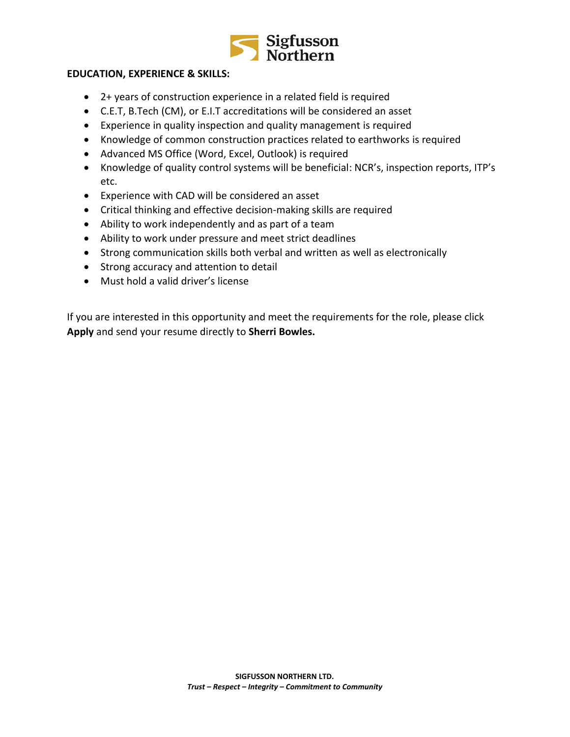**EDUCATION, EXPERIENCE & SKILLS:**

- 2+ years of construction experience in a related field is required
- C.E.T, B.Tech (CM), or E.I.T accreditations will be considered an asset
- Experience in quality inspection and quality management is required
- Knowledge of common construction practices related to earthworks is required
- Advanced MS Office (Word, Excel, Outlook) is required
- Knowledge of quality control systems will be beneficial: NCR's, inspection reports, ITP's etc.
- Experience with CAD will be considered an asset
- Critical thinking and effective decision-making skills are required
- Ability to work independently and as part of a team
- Ability to work under pressure and meet strict deadlines
- Strong communication skills both verbal and written as well as electronically
- Strong accuracy and attention to detail
- Must hold a valid driver's license

If you are interested in this opportunity and meet the requirements for the role, please click **Apply** and send your resume directly to **Sherri Bowles.**